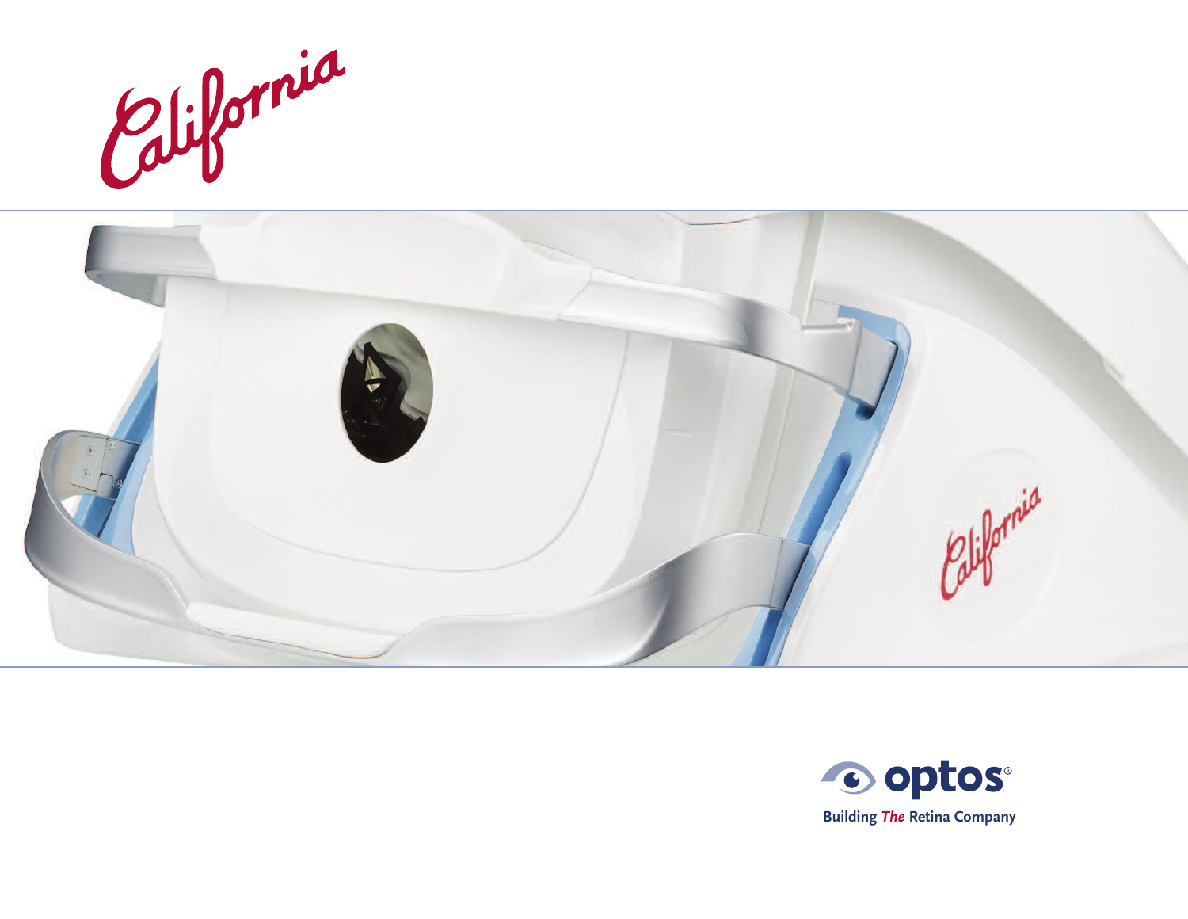# California

optos®

Building *The* Retina Company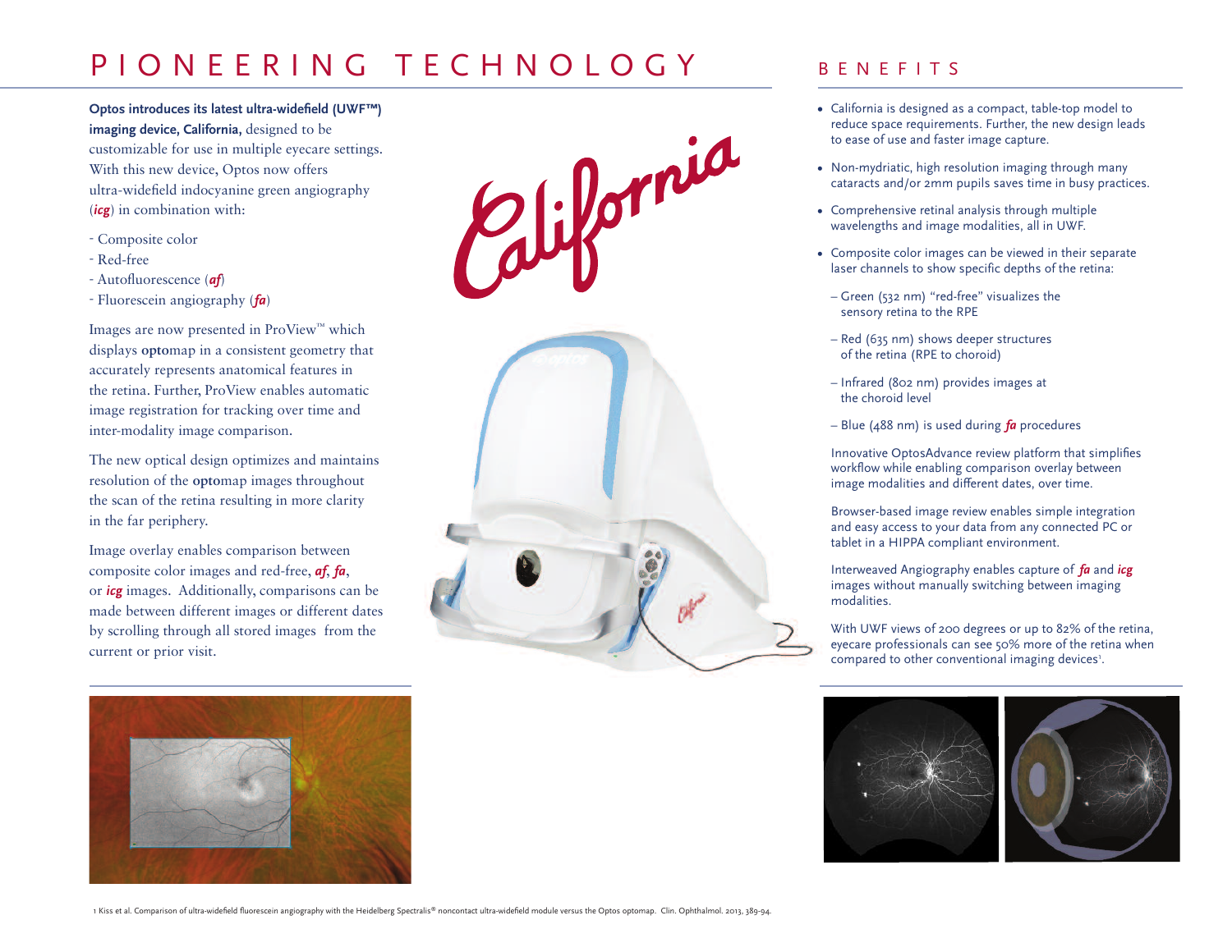# PIONEERING TECHNOLOGY

**Optos introduces its latest ultra-widefield (UWF™) imaging device, California,** designed to be customizable for use in multiple eyecare settings. With this new device, Optos now offers ultra-widefield indocyanine green angiography (***icg***) in combination with:

- Composite color
- Red-free
- Autofluorescence (***af***)
- Fluorescein angiography (***fa***)

Images are now presented in ProView™ which displays **opto**map in a consistent geometry that accurately represents anatomical features in the retina. Further, ProView enables automatic image registration for tracking over time and inter-modality image comparison.

The new optical design optimizes and maintains resolution of the **opto**map images throughout the scan of the retina resulting in more clarity in the far periphery.

Image overlay enables comparison between composite color images and red-free, ***af***, ***fa***, or ***icg*** images. Additionally, comparisons can be made between different images or different dates by scrolling through all stored images from the current or prior visit.

California

## BENEFITS

- California is designed as a compact, table-top model to reduce space requirements. Further, the new design leads to ease of use and faster image capture.
- Non-mydriatic, high resolution imaging through many cataracts and/or 2mm pupils saves time in busy practices.
- Comprehensive retinal analysis through multiple wavelengths and image modalities, all in UWF.
- Composite color images can be viewed in their separate laser channels to show specific depths of the retina:
  - Green (532 nm) "red-free" visualizes the sensory retina to the RPE
  - Red (635 nm) shows deeper structures of the retina (RPE to choroid)
  - Infrared (802 nm) provides images at the choroid level
  - Blue (488 nm) is used during ***fa*** procedures

  Innovative OptosAdvance review platform that simplifies workflow while enabling comparison overlay between image modalities and different dates, over time.

  Browser-based image review enables simple integration and easy access to your data from any connected PC or tablet in a HIPPA compliant environment.

  Interweaved Angiography enables capture of ***fa*** and ***icg*** images without manually switching between imaging modalities.

  With UWF views of 200 degrees or up to 82% of the retina, eyecare professionals can see 50% more of the retina when compared to other conventional imaging devices[1].

1 Kiss et al. Comparison of ultra-widefield fluorescein angiography with the Heidelberg Spectralis® noncontact ultra-widefield module versus the Optos optomap. Clin. Ophthalmol. 2013, 389-94.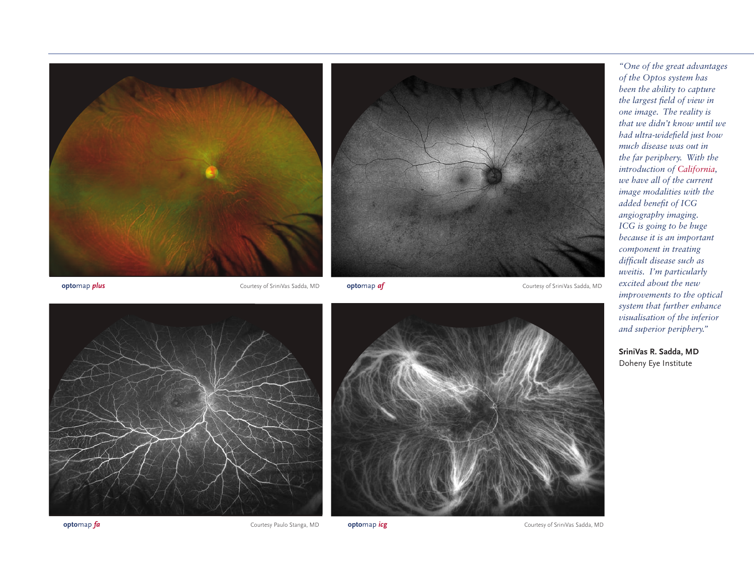**opto**map ***plus*** Courtesy of SriniVas Sadda, MD

**opto**map ***af*** Courtesy of SriniVas Sadda, MD

**opto**map ***fa*** Courtesy Paulo Stanga, MD

**opto**map ***icg*** Courtesy of SriniVas Sadda, MD

*"One of the great advantages of the Optos system has been the ability to capture the largest field of view in one image. The reality is that we didn't know until we had ultra-widefield just how much disease was out in the far periphery. With the introduction of California, we have all of the current image modalities with the added benefit of ICG angiography imaging. ICG is going to be huge because it is an important component in treating difficult disease such as uveitis. I'm particularly excited about the new improvements to the optical system that further enhance visualisation of the inferior and superior periphery."*

**SriniVas R. Sadda, MD**
Doheny Eye Institute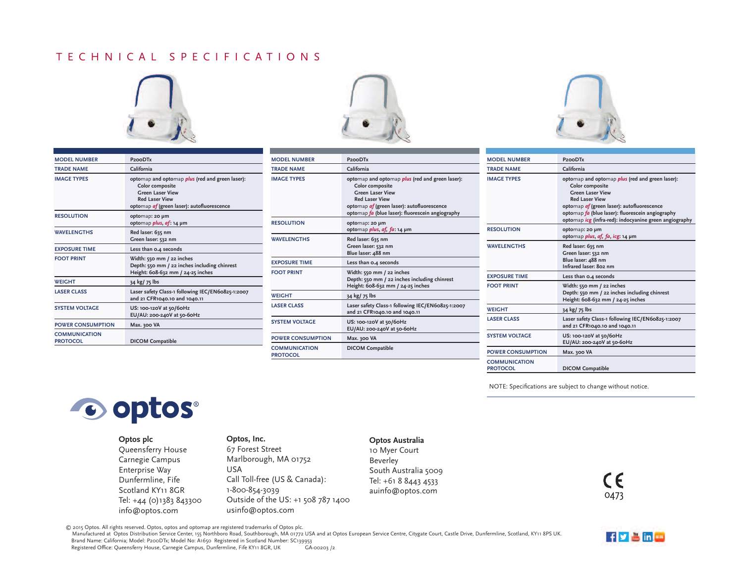# TECHNICAL SPECIFICATIONS

| | |
|---|---|
| MODEL NUMBER | P200DTx |
| TRADE NAME | California |
| IMAGE TYPES | optomap and optomap *plus* (red and green laser): Color composite, Green Laser View, Red Laser View<br>optomap *af* (green laser): autofluorescence |
| RESOLUTION | optomap: 20 µm<br>optomap *plus*, *af*: 14 µm |
| WAVELENGTHS | Red laser: 635 nm<br>Green laser: 532 nm |
| EXPOSURE TIME | Less than 0.4 seconds |
| FOOT PRINT | Width: 550 mm / 22 inches<br>Depth: 550 mm / 22 inches including chinrest<br>Height: 608-632 mm / 24-25 inches |
| WEIGHT | 34 kg/ 75 lbs |
| LASER CLASS | Laser safety Class-1 following IEC/EN60825-1:2007 and 21 CFR1040.10 and 1040.11 |
| SYSTEM VOLTAGE | US: 100-120V at 50/60Hz<br>EU/AU: 200-240V at 50-60Hz |
| POWER CONSUMPTION | Max. 300 VA |
| COMMUNICATION PROTOCOL | DICOM Compatible |

| | |
|---|---|
| MODEL NUMBER | P200DTx |
| TRADE NAME | California |
| IMAGE TYPES | optomap and optomap *plus* (red and green laser): Color composite, Green Laser View, Red Laser View<br>optomap *af* (green laser): autofluorescence<br>optomap *fa* (blue laser): fluorescein angiography |
| RESOLUTION | optomap: 20 µm<br>optomap *plus*, *af*, *fa*: 14 µm |
| WAVELENGTHS | Red laser: 635 nm<br>Green laser: 532 nm<br>Blue laser: 488 nm |
| EXPOSURE TIME | Less than 0.4 seconds |
| FOOT PRINT | Width: 550 mm / 22 inches<br>Depth: 550 mm / 22 inches including chinrest<br>Height: 608-632 mm / 24-25 inches |
| WEIGHT | 34 kg/ 75 lbs |
| LASER CLASS | Laser safety Class-1 following IEC/EN60825-1:2007 and 21 CFR1040.10 and 1040.11 |
| SYSTEM VOLTAGE | US: 100-120V at 50/60Hz<br>EU/AU: 200-240V at 50-60Hz |
| POWER CONSUMPTION | Max. 300 VA |
| COMMUNICATION PROTOCOL | DICOM Compatible |

| | |
|---|---|
| MODEL NUMBER | P200DTx |
| TRADE NAME | California |
| IMAGE TYPES | optomap and optomap *plus* (red and green laser): Color composite, Green Laser View, Red Laser View<br>optomap *af* (green laser): autofluorescence<br>optomap *fa* (blue laser): fluorescein angiography<br>optomap *icg* (infra-red): indocyanine green angiography |
| RESOLUTION | optomap: 20 µm<br>optomap *plus*, *af*, *fa*, *icg*: 14 µm |
| WAVELENGTHS | Red laser: 635 nm<br>Green laser: 532 nm<br>Blue laser: 488 nm<br>Infrared laser: 802 nm |
| EXPOSURE TIME | Less than 0.4 seconds |
| FOOT PRINT | Width: 550 mm / 22 inches<br>Depth: 550 mm / 22 inches including chinrest<br>Height: 608-632 mm / 24-25 inches |
| WEIGHT | 34 kg/ 75 lbs |
| LASER CLASS | Laser safety Class-1 following IEC/EN60825-1:2007 and 21 CFR1040.10 and 1040.11 |
| SYSTEM VOLTAGE | US: 100-120V at 50/60Hz<br>EU/AU: 200-240V at 50-60Hz |
| POWER CONSUMPTION | Max. 300 VA |
| COMMUNICATION PROTOCOL | DICOM Compatible |

NOTE: Specifications are subject to change without notice.

optos®

**Optos plc**
Queensferry House
Carnegie Campus
Enterprise Way
Dunfermline, Fife
Scotland KY11 8GR
Tel: +44 (0)1383 843300
info@optos.com

**Optos, Inc.**
67 Forest Street
Marlborough, MA 01752
USA
Call Toll-free (US & Canada):
1-800-854-3039
Outside of the US: +1 508 787 1400
usinfo@optos.com

**Optos Australia**
10 Myer Court
Beverley
South Australia 5009
Tel: +61 8 8443 4533
auinfo@optos.com

CE 0473

© 2015 Optos. All rights reserved. Optos, optos and optomap are registered trademarks of Optos plc.
Manufactured at Optos Distribution Service Center, 155 Northboro Road, Southborough, MA 01772 USA and at Optos European Service Centre, Citygate Court, Castle Drive, Dunfermline, Scotland, KY11 8PS UK.
Brand Name: California; Model: P200DTx; Model No: A1650 Registered in Scotland Number: SC139953
Registered Office: Queensferry House, Carnegie Campus, Dunfermline, Fife KY11 8GR, UK GA-00203 /2